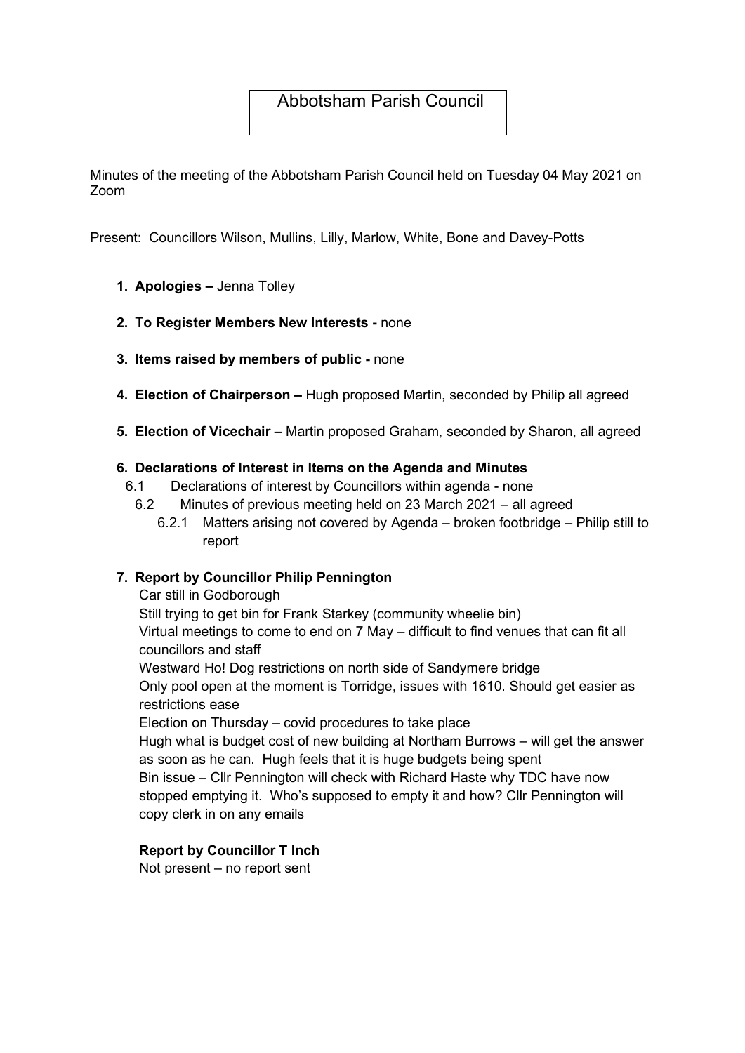# Abbotsham Parish Council

Minutes of the meeting of the Abbotsham Parish Council held on Tuesday 04 May 2021 on Zoom

Present: Councillors Wilson, Mullins, Lilly, Marlow, White, Bone and Davey-Potts

1. **Apologies –** Jenna Tolley

2. T**o Register Members New Interests -** none

3. **Items raised by members of public -** none

4. **Election of Chairperson –** Hugh proposed Martin, seconded by Philip all agreed

5. **Election of Vicechair –** Martin proposed Graham, seconded by Sharon, all agreed

6. **Declarations of Interest in Items on the Agenda and Minutes**
   - 6.1 Declarations of interest by Councillors within agenda - none
   - 6.2 Minutes of previous meeting held on 23 March 2021 – all agreed
     - 6.2.1 Matters arising not covered by Agenda – broken footbridge – Philip still to report

7. **Report by Councillor Philip Pennington**

   Car still in Godborough
   Still trying to get bin for Frank Starkey (community wheelie bin)
   Virtual meetings to come to end on 7 May – difficult to find venues that can fit all councillors and staff
   Westward Ho! Dog restrictions on north side of Sandymere bridge
   Only pool open at the moment is Torridge, issues with 1610. Should get easier as restrictions ease
   Election on Thursday – covid procedures to take place
   Hugh what is budget cost of new building at Northam Burrows – will get the answer as soon as he can. Hugh feels that it is huge budgets being spent
   Bin issue – Cllr Pennington will check with Richard Haste why TDC have now stopped emptying it. Who's supposed to empty it and how? Cllr Pennington will copy clerk in on any emails

   **Report by Councillor T Inch**

   Not present – no report sent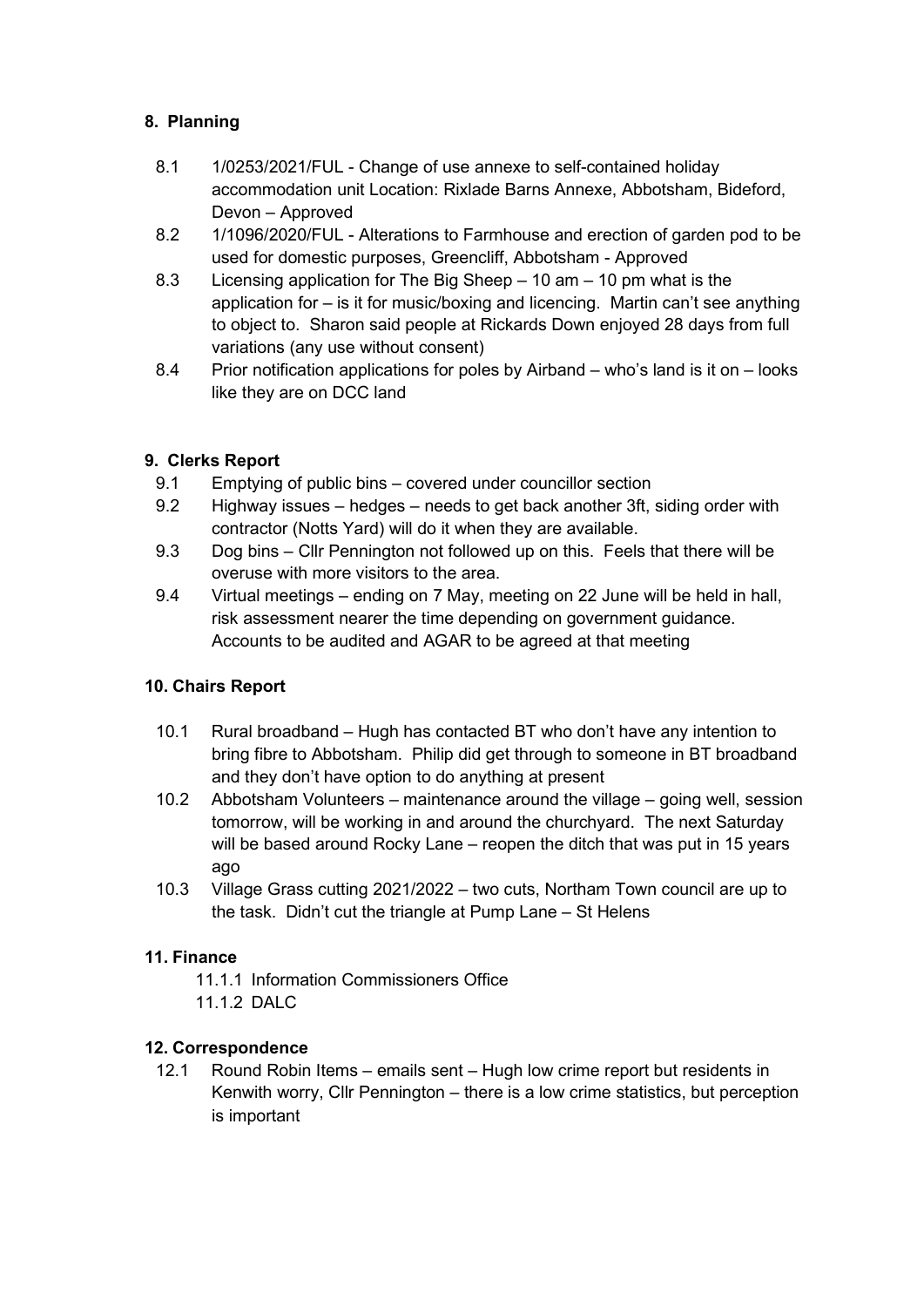## 8. Planning

8.1 1/0253/2021/FUL - Change of use annexe to self-contained holiday accommodation unit Location: Rixlade Barns Annexe, Abbotsham, Bideford, Devon – Approved

8.2 1/1096/2020/FUL - Alterations to Farmhouse and erection of garden pod to be used for domestic purposes, Greencliff, Abbotsham - Approved

8.3 Licensing application for The Big Sheep – 10 am – 10 pm what is the application for – is it for music/boxing and licencing. Martin can't see anything to object to. Sharon said people at Rickards Down enjoyed 28 days from full variations (any use without consent)

8.4 Prior notification applications for poles by Airband – who's land is it on – looks like they are on DCC land

## 9. Clerks Report

9.1 Emptying of public bins – covered under councillor section

9.2 Highway issues – hedges – needs to get back another 3ft, siding order with contractor (Notts Yard) will do it when they are available.

9.3 Dog bins – Cllr Pennington not followed up on this. Feels that there will be overuse with more visitors to the area.

9.4 Virtual meetings – ending on 7 May, meeting on 22 June will be held in hall, risk assessment nearer the time depending on government guidance. Accounts to be audited and AGAR to be agreed at that meeting

## 10. Chairs Report

10.1 Rural broadband – Hugh has contacted BT who don't have any intention to bring fibre to Abbotsham. Philip did get through to someone in BT broadband and they don't have option to do anything at present

10.2 Abbotsham Volunteers – maintenance around the village – going well, session tomorrow, will be working in and around the churchyard. The next Saturday will be based around Rocky Lane – reopen the ditch that was put in 15 years ago

10.3 Village Grass cutting 2021/2022 – two cuts, Northam Town council are up to the task. Didn't cut the triangle at Pump Lane – St Helens

## 11. Finance

11.1.1 Information Commissioners Office

11.1.2 DALC

## 12. Correspondence

12.1 Round Robin Items – emails sent – Hugh low crime report but residents in Kenwith worry, Cllr Pennington – there is a low crime statistics, but perception is important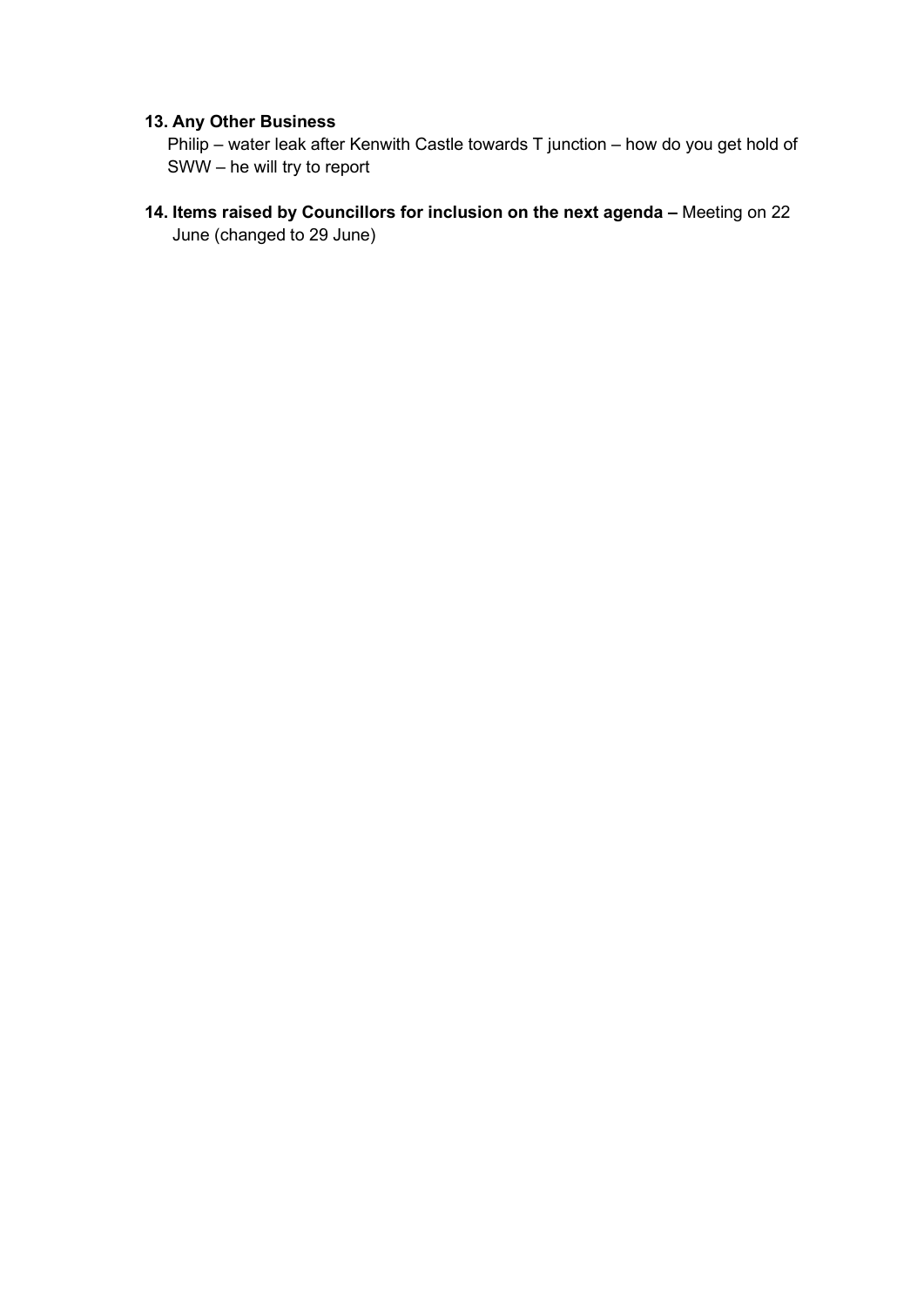**13. Any Other Business**

Philip – water leak after Kenwith Castle towards T junction – how do you get hold of SWW – he will try to report

**14. Items raised by Councillors for inclusion on the next agenda –** Meeting on 22 June (changed to 29 June)